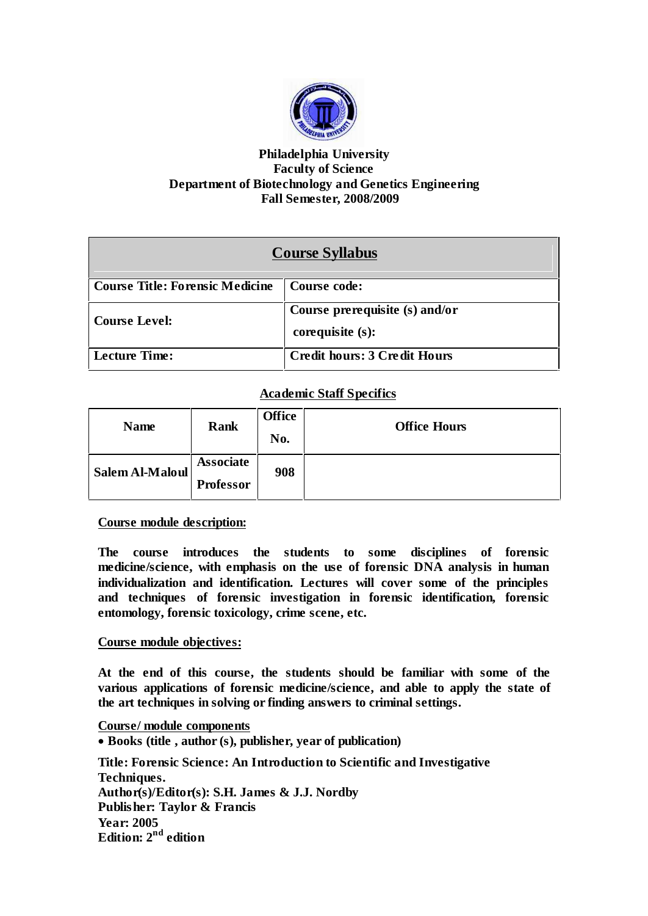**Philadelphia University**
**Faculty of Science**
**Department of Biotechnology and Genetics Engineering**
**Fall Semester, 2008/2009**

## Course Syllabus

| | |
|---|---|
| **Course Title: Forensic Medicine** | **Course code:** |
| **Course Level:** | **Course prerequisite (s) and/or corequisite (s):** |
| **Lecture Time:** | **Credit hours: 3 Credit Hours** |

### Academic Staff Specifics

| Name | Rank | Office No. | Office Hours |
|---|---|---|---|
| Salem Al-Maloul | Associate Professor | 908 | |

**Course module description:**

**The course introduces the students to some disciplines of forensic medicine/science, with emphasis on the use of forensic DNA analysis in human individualization and identification. Lectures will cover some of the principles and techniques of forensic investigation in forensic identification, forensic entomology, forensic toxicology, crime scene, etc.**

**Course module objectives:**

**At the end of this course, the students should be familiar with some of the various applications of forensic medicine/science, and able to apply the state of the art techniques in solving or finding answers to criminal settings.**

**Course/ module components**

- **Books (title , author (s), publisher, year of publication)**

**Title: Forensic Science: An Introduction to Scientific and Investigative Techniques.**
**Author(s)/Editor(s): S.H. James & J.J. Nordby**
**Publisher: Taylor & Francis**
**Year: 2005**
**Edition: 2nd edition**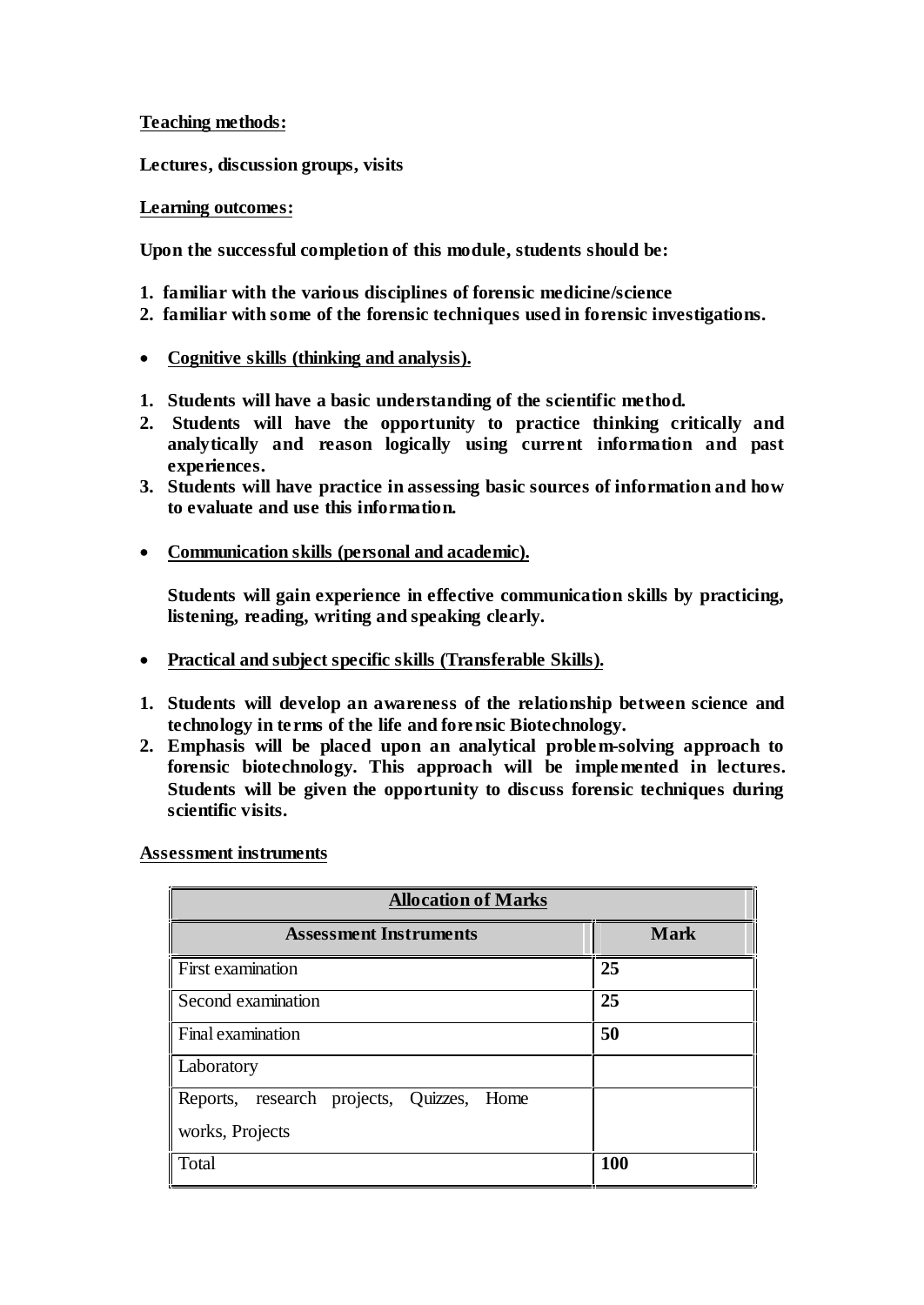**Teaching methods:**

**Lectures, discussion groups, visits**

**Learning outcomes:**

**Upon the successful completion of this module, students should be:**

1. **familiar with the various disciplines of forensic medicine/science**
2. **familiar with some of the forensic techniques used in forensic investigations.**

- **Cognitive skills (thinking and analysis).**

1. **Students will have a basic understanding of the scientific method.**
2. **Students will have the opportunity to practice thinking critically and analytically and reason logically using current information and past experiences.**
3. **Students will have practice in assessing basic sources of information and how to evaluate and use this information.**

- **Communication skills (personal and academic).**

  **Students will gain experience in effective communication skills by practicing, listening, reading, writing and speaking clearly.**

- **Practical and subject specific skills (Transferable Skills).**

1. **Students will develop an awareness of the relationship between science and technology in terms of the life and forensic Biotechnology.**
2. **Emphasis will be placed upon an analytical problem-solving approach to forensic biotechnology. This approach will be implemented in lectures. Students will be given the opportunity to discuss forensic techniques during scientific visits.**

**Assessment instruments**

| **Allocation of Marks** | |
|---|---|
| **Assessment Instruments** | **Mark** |
| First examination | **25** |
| Second examination | **25** |
| Final examination | **50** |
| Laboratory | |
| Reports, research projects, Quizzes, Home works, Projects | |
| Total | **100** |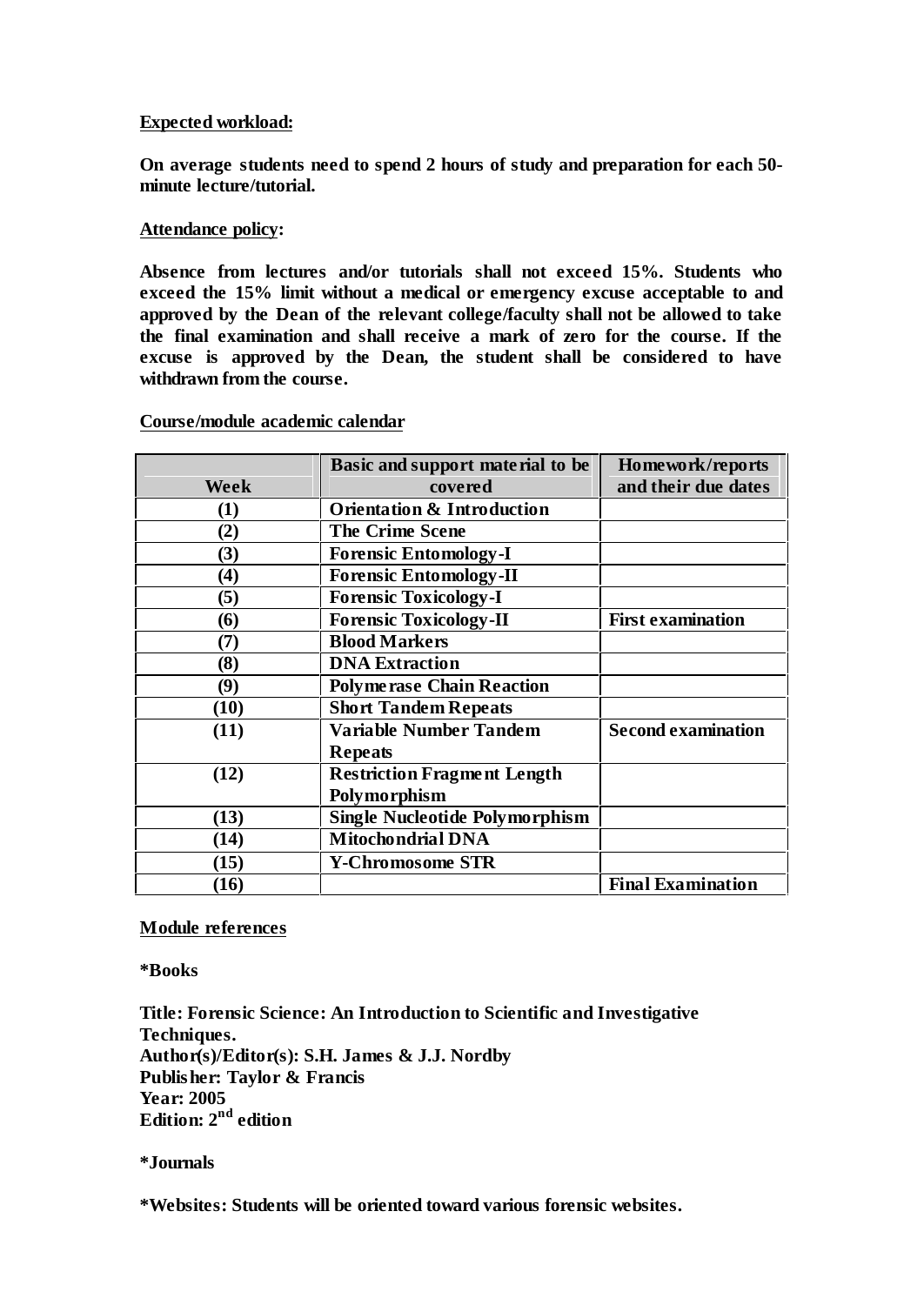**Expected workload:**

**On average students need to spend 2 hours of study and preparation for each 50-minute lecture/tutorial.**

**Attendance policy:**

**Absence from lectures and/or tutorials shall not exceed 15%. Students who exceed the 15% limit without a medical or emergency excuse acceptable to and approved by the Dean of the relevant college/faculty shall not be allowed to take the final examination and shall receive a mark of zero for the course. If the excuse is approved by the Dean, the student shall be considered to have withdrawn from the course.**

**Course/module academic calendar**

| Week | Basic and support material to be covered | Homework/reports and their due dates |
|---|---|---|
| (1) | Orientation & Introduction | |
| (2) | The Crime Scene | |
| (3) | Forensic Entomology-I | |
| (4) | Forensic Entomology-II | |
| (5) | Forensic Toxicology-I | |
| (6) | Forensic Toxicology-II | First examination |
| (7) | Blood Markers | |
| (8) | DNA Extraction | |
| (9) | Polymerase Chain Reaction | |
| (10) | Short Tandem Repeats | |
| (11) | Variable Number Tandem Repeats | Second examination |
| (12) | Restriction Fragment Length Polymorphism | |
| (13) | Single Nucleotide Polymorphism | |
| (14) | Mitochondrial DNA | |
| (15) | Y-Chromosome STR | |
| (16) | | Final Examination |

**Module references**

**\*Books**

**Title: Forensic Science: An Introduction to Scientific and Investigative Techniques.**
**Author(s)/Editor(s): S.H. James & J.J. Nordby**
**Publisher: Taylor & Francis**
**Year: 2005**
**Edition: 2nd edition**

**\*Journals**

**\*Websites: Students will be oriented toward various forensic websites.**